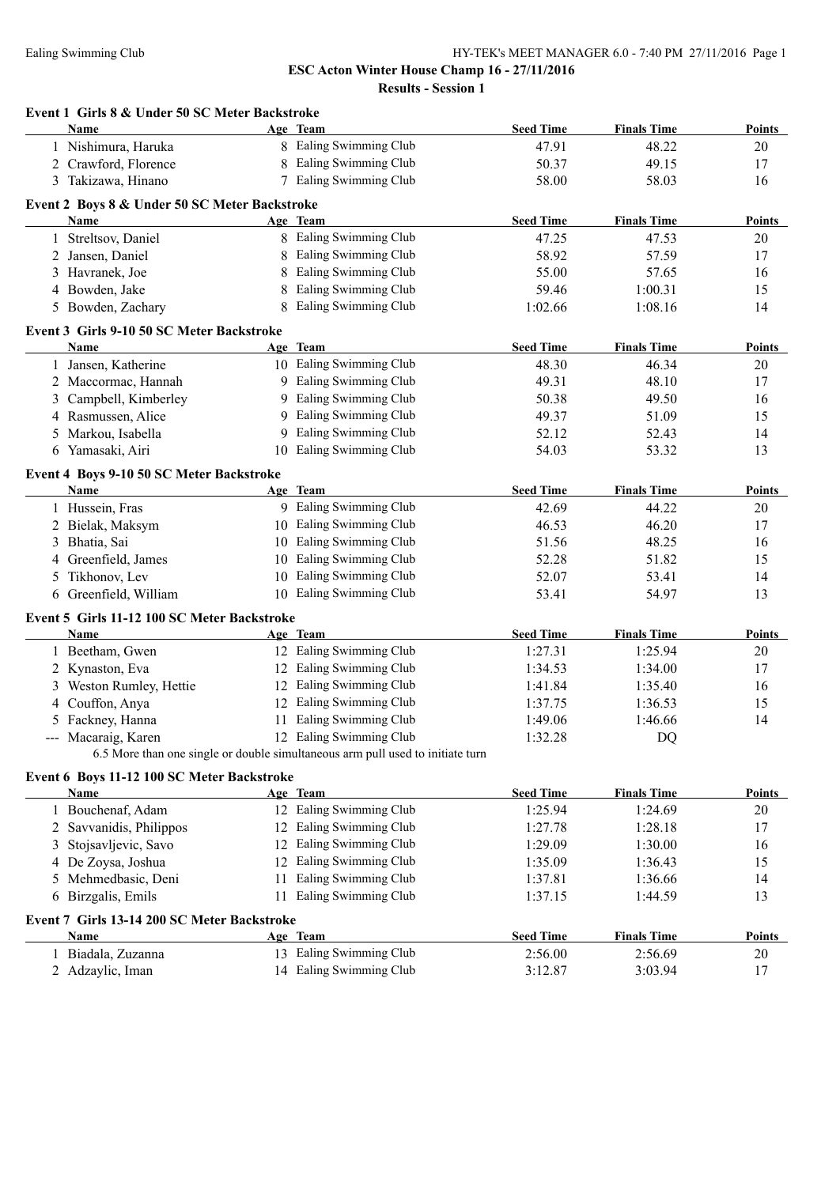# ESC Acton Winter House Champ 16 - 27/11/2016

## Results - Session 1

### Event 1 Girls 8 & Under 50 SC Meter Backstroke

| | Name | Age | Team | Seed Time | Finals Time | Points |
|---|---|---|---|---|---|---|
| 1 | Nishimura, Haruka | 8 | Ealing Swimming Club | 47.91 | 48.22 | 20 |
| 2 | Crawford, Florence | 8 | Ealing Swimming Club | 50.37 | 49.15 | 17 |
| 3 | Takizawa, Hinano | 7 | Ealing Swimming Club | 58.00 | 58.03 | 16 |

### Event 2 Boys 8 & Under 50 SC Meter Backstroke

| | Name | Age | Team | Seed Time | Finals Time | Points |
|---|---|---|---|---|---|---|
| 1 | Streltsov, Daniel | 8 | Ealing Swimming Club | 47.25 | 47.53 | 20 |
| 2 | Jansen, Daniel | 8 | Ealing Swimming Club | 58.92 | 57.59 | 17 |
| 3 | Havranek, Joe | 8 | Ealing Swimming Club | 55.00 | 57.65 | 16 |
| 4 | Bowden, Jake | 8 | Ealing Swimming Club | 59.46 | 1:00.31 | 15 |
| 5 | Bowden, Zachary | 8 | Ealing Swimming Club | 1:02.66 | 1:08.16 | 14 |

### Event 3 Girls 9-10 50 SC Meter Backstroke

| | Name | Age | Team | Seed Time | Finals Time | Points |
|---|---|---|---|---|---|---|
| 1 | Jansen, Katherine | 10 | Ealing Swimming Club | 48.30 | 46.34 | 20 |
| 2 | Maccormac, Hannah | 9 | Ealing Swimming Club | 49.31 | 48.10 | 17 |
| 3 | Campbell, Kimberley | 9 | Ealing Swimming Club | 50.38 | 49.50 | 16 |
| 4 | Rasmussen, Alice | 9 | Ealing Swimming Club | 49.37 | 51.09 | 15 |
| 5 | Markou, Isabella | 9 | Ealing Swimming Club | 52.12 | 52.43 | 14 |
| 6 | Yamasaki, Airi | 10 | Ealing Swimming Club | 54.03 | 53.32 | 13 |

### Event 4 Boys 9-10 50 SC Meter Backstroke

| | Name | Age | Team | Seed Time | Finals Time | Points |
|---|---|---|---|---|---|---|
| 1 | Hussein, Fras | 9 | Ealing Swimming Club | 42.69 | 44.22 | 20 |
| 2 | Bielak, Maksym | 10 | Ealing Swimming Club | 46.53 | 46.20 | 17 |
| 3 | Bhatia, Sai | 10 | Ealing Swimming Club | 51.56 | 48.25 | 16 |
| 4 | Greenfield, James | 10 | Ealing Swimming Club | 52.28 | 51.82 | 15 |
| 5 | Tikhonov, Lev | 10 | Ealing Swimming Club | 52.07 | 53.41 | 14 |
| 6 | Greenfield, William | 10 | Ealing Swimming Club | 53.41 | 54.97 | 13 |

### Event 5 Girls 11-12 100 SC Meter Backstroke

| | Name | Age | Team | Seed Time | Finals Time | Points |
|---|---|---|---|---|---|---|
| 1 | Beetham, Gwen | 12 | Ealing Swimming Club | 1:27.31 | 1:25.94 | 20 |
| 2 | Kynaston, Eva | 12 | Ealing Swimming Club | 1:34.53 | 1:34.00 | 17 |
| 3 | Weston Rumley, Hettie | 12 | Ealing Swimming Club | 1:41.84 | 1:35.40 | 16 |
| 4 | Couffon, Anya | 12 | Ealing Swimming Club | 1:37.75 | 1:36.53 | 15 |
| 5 | Fackney, Hanna | 11 | Ealing Swimming Club | 1:49.06 | 1:46.66 | 14 |
| --- | Macaraig, Karen | 12 | Ealing Swimming Club | 1:32.28 | DQ | |

6.5 More than one single or double simultaneous arm pull used to initiate turn

### Event 6 Boys 11-12 100 SC Meter Backstroke

| | Name | Age | Team | Seed Time | Finals Time | Points |
|---|---|---|---|---|---|---|
| 1 | Bouchenaf, Adam | 12 | Ealing Swimming Club | 1:25.94 | 1:24.69 | 20 |
| 2 | Savvanidis, Philippos | 12 | Ealing Swimming Club | 1:27.78 | 1:28.18 | 17 |
| 3 | Stojsavljevic, Savo | 12 | Ealing Swimming Club | 1:29.09 | 1:30.00 | 16 |
| 4 | De Zoysa, Joshua | 12 | Ealing Swimming Club | 1:35.09 | 1:36.43 | 15 |
| 5 | Mehmedbasic, Deni | 11 | Ealing Swimming Club | 1:37.81 | 1:36.66 | 14 |
| 6 | Birzgalis, Emils | 11 | Ealing Swimming Club | 1:37.15 | 1:44.59 | 13 |

### Event 7 Girls 13-14 200 SC Meter Backstroke

| | Name | Age | Team | Seed Time | Finals Time | Points |
|---|---|---|---|---|---|---|
| 1 | Biadala, Zuzanna | 13 | Ealing Swimming Club | 2:56.00 | 2:56.69 | 20 |
| 2 | Adzaylic, Iman | 14 | Ealing Swimming Club | 3:12.87 | 3:03.94 | 17 |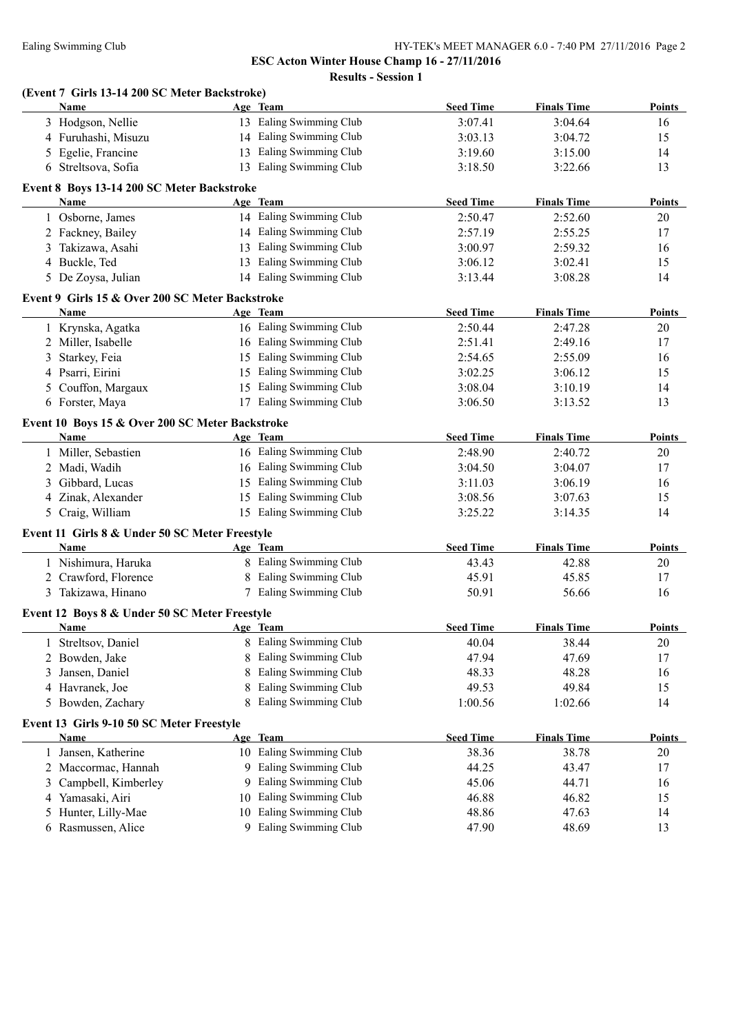## ESC Acton Winter House Champ 16 - 27/11/2016

### Results - Session 1

**(Event 7 Girls 13-14 200 SC Meter Backstroke)**

| | Name | Age | Team | Seed Time | Finals Time | Points |
|---|---|---|---|---|---|---|
| 3 | Hodgson, Nellie | 13 | Ealing Swimming Club | 3:07.41 | 3:04.64 | 16 |
| 4 | Furuhashi, Misuzu | 14 | Ealing Swimming Club | 3:03.13 | 3:04.72 | 15 |
| 5 | Egelie, Francine | 13 | Ealing Swimming Club | 3:19.60 | 3:15.00 | 14 |
| 6 | Streltsova, Sofia | 13 | Ealing Swimming Club | 3:18.50 | 3:22.66 | 13 |

**Event 8 Boys 13-14 200 SC Meter Backstroke**

| | Name | Age | Team | Seed Time | Finals Time | Points |
|---|---|---|---|---|---|---|
| 1 | Osborne, James | 14 | Ealing Swimming Club | 2:50.47 | 2:52.60 | 20 |
| 2 | Fackney, Bailey | 14 | Ealing Swimming Club | 2:57.19 | 2:55.25 | 17 |
| 3 | Takizawa, Asahi | 13 | Ealing Swimming Club | 3:00.97 | 2:59.32 | 16 |
| 4 | Buckle, Ted | 13 | Ealing Swimming Club | 3:06.12 | 3:02.41 | 15 |
| 5 | De Zoysa, Julian | 14 | Ealing Swimming Club | 3:13.44 | 3:08.28 | 14 |

**Event 9 Girls 15 & Over 200 SC Meter Backstroke**

| | Name | Age | Team | Seed Time | Finals Time | Points |
|---|---|---|---|---|---|---|
| 1 | Krynska, Agatka | 16 | Ealing Swimming Club | 2:50.44 | 2:47.28 | 20 |
| 2 | Miller, Isabelle | 16 | Ealing Swimming Club | 2:51.41 | 2:49.16 | 17 |
| 3 | Starkey, Feia | 15 | Ealing Swimming Club | 2:54.65 | 2:55.09 | 16 |
| 4 | Psarri, Eirini | 15 | Ealing Swimming Club | 3:02.25 | 3:06.12 | 15 |
| 5 | Couffon, Margaux | 15 | Ealing Swimming Club | 3:08.04 | 3:10.19 | 14 |
| 6 | Forster, Maya | 17 | Ealing Swimming Club | 3:06.50 | 3:13.52 | 13 |

**Event 10 Boys 15 & Over 200 SC Meter Backstroke**

| | Name | Age | Team | Seed Time | Finals Time | Points |
|---|---|---|---|---|---|---|
| 1 | Miller, Sebastien | 16 | Ealing Swimming Club | 2:48.90 | 2:40.72 | 20 |
| 2 | Madi, Wadih | 16 | Ealing Swimming Club | 3:04.50 | 3:04.07 | 17 |
| 3 | Gibbard, Lucas | 15 | Ealing Swimming Club | 3:11.03 | 3:06.19 | 16 |
| 4 | Zinak, Alexander | 15 | Ealing Swimming Club | 3:08.56 | 3:07.63 | 15 |
| 5 | Craig, William | 15 | Ealing Swimming Club | 3:25.22 | 3:14.35 | 14 |

**Event 11 Girls 8 & Under 50 SC Meter Freestyle**

| | Name | Age | Team | Seed Time | Finals Time | Points |
|---|---|---|---|---|---|---|
| 1 | Nishimura, Haruka | 8 | Ealing Swimming Club | 43.43 | 42.88 | 20 |
| 2 | Crawford, Florence | 8 | Ealing Swimming Club | 45.91 | 45.85 | 17 |
| 3 | Takizawa, Hinano | 7 | Ealing Swimming Club | 50.91 | 56.66 | 16 |

**Event 12 Boys 8 & Under 50 SC Meter Freestyle**

| | Name | Age | Team | Seed Time | Finals Time | Points |
|---|---|---|---|---|---|---|
| 1 | Streltsov, Daniel | 8 | Ealing Swimming Club | 40.04 | 38.44 | 20 |
| 2 | Bowden, Jake | 8 | Ealing Swimming Club | 47.94 | 47.69 | 17 |
| 3 | Jansen, Daniel | 8 | Ealing Swimming Club | 48.33 | 48.28 | 16 |
| 4 | Havranek, Joe | 8 | Ealing Swimming Club | 49.53 | 49.84 | 15 |
| 5 | Bowden, Zachary | 8 | Ealing Swimming Club | 1:00.56 | 1:02.66 | 14 |

**Event 13 Girls 9-10 50 SC Meter Freestyle**

| | Name | Age | Team | Seed Time | Finals Time | Points |
|---|---|---|---|---|---|---|
| 1 | Jansen, Katherine | 10 | Ealing Swimming Club | 38.36 | 38.78 | 20 |
| 2 | Maccormac, Hannah | 9 | Ealing Swimming Club | 44.25 | 43.47 | 17 |
| 3 | Campbell, Kimberley | 9 | Ealing Swimming Club | 45.06 | 44.71 | 16 |
| 4 | Yamasaki, Airi | 10 | Ealing Swimming Club | 46.88 | 46.82 | 15 |
| 5 | Hunter, Lilly-Mae | 10 | Ealing Swimming Club | 48.86 | 47.63 | 14 |
| 6 | Rasmussen, Alice | 9 | Ealing Swimming Club | 47.90 | 48.69 | 13 |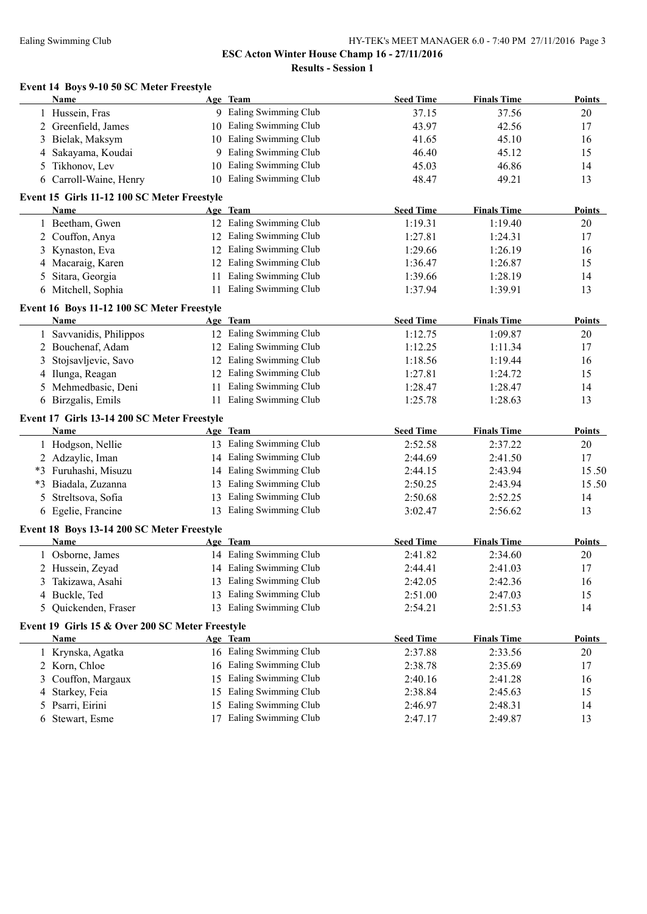**ESC Acton Winter House Champ 16 - 27/11/2016**

**Results - Session 1**

### Event 14 Boys 9-10 50 SC Meter Freestyle

| | Name | Age | Team | Seed Time | Finals Time | Points |
|---|---|---|---|---|---|---|
| 1 | Hussein, Fras | 9 | Ealing Swimming Club | 37.15 | 37.56 | 20 |
| 2 | Greenfield, James | 10 | Ealing Swimming Club | 43.97 | 42.56 | 17 |
| 3 | Bielak, Maksym | 10 | Ealing Swimming Club | 41.65 | 45.10 | 16 |
| 4 | Sakayama, Koudai | 9 | Ealing Swimming Club | 46.40 | 45.12 | 15 |
| 5 | Tikhonov, Lev | 10 | Ealing Swimming Club | 45.03 | 46.86 | 14 |
| 6 | Carroll-Waine, Henry | 10 | Ealing Swimming Club | 48.47 | 49.21 | 13 |

### Event 15 Girls 11-12 100 SC Meter Freestyle

| | Name | Age | Team | Seed Time | Finals Time | Points |
|---|---|---|---|---|---|---|
| 1 | Beetham, Gwen | 12 | Ealing Swimming Club | 1:19.31 | 1:19.40 | 20 |
| 2 | Couffon, Anya | 12 | Ealing Swimming Club | 1:27.81 | 1:24.31 | 17 |
| 3 | Kynaston, Eva | 12 | Ealing Swimming Club | 1:29.66 | 1:26.19 | 16 |
| 4 | Macaraig, Karen | 12 | Ealing Swimming Club | 1:36.47 | 1:26.87 | 15 |
| 5 | Sitara, Georgia | 11 | Ealing Swimming Club | 1:39.66 | 1:28.19 | 14 |
| 6 | Mitchell, Sophia | 11 | Ealing Swimming Club | 1:37.94 | 1:39.91 | 13 |

### Event 16 Boys 11-12 100 SC Meter Freestyle

| | Name | Age | Team | Seed Time | Finals Time | Points |
|---|---|---|---|---|---|---|
| 1 | Savvanidis, Philippos | 12 | Ealing Swimming Club | 1:12.75 | 1:09.87 | 20 |
| 2 | Bouchenaf, Adam | 12 | Ealing Swimming Club | 1:12.25 | 1:11.34 | 17 |
| 3 | Stojsavljevic, Savo | 12 | Ealing Swimming Club | 1:18.56 | 1:19.44 | 16 |
| 4 | Ilunga, Reagan | 12 | Ealing Swimming Club | 1:27.81 | 1:24.72 | 15 |
| 5 | Mehmedbasic, Deni | 11 | Ealing Swimming Club | 1:28.47 | 1:28.47 | 14 |
| 6 | Birzgalis, Emils | 11 | Ealing Swimming Club | 1:25.78 | 1:28.63 | 13 |

### Event 17 Girls 13-14 200 SC Meter Freestyle

| | Name | Age | Team | Seed Time | Finals Time | Points |
|---|---|---|---|---|---|---|
| 1 | Hodgson, Nellie | 13 | Ealing Swimming Club | 2:52.58 | 2:37.22 | 20 |
| 2 | Adzaylic, Iman | 14 | Ealing Swimming Club | 2:44.69 | 2:41.50 | 17 |
| *3 | Furuhashi, Misuzu | 14 | Ealing Swimming Club | 2:44.15 | 2:43.94 | 15.50 |
| *3 | Biadala, Zuzanna | 13 | Ealing Swimming Club | 2:50.25 | 2:43.94 | 15.50 |
| 5 | Streltsova, Sofia | 13 | Ealing Swimming Club | 2:50.68 | 2:52.25 | 14 |
| 6 | Egelie, Francine | 13 | Ealing Swimming Club | 3:02.47 | 2:56.62 | 13 |

### Event 18 Boys 13-14 200 SC Meter Freestyle

| | Name | Age | Team | Seed Time | Finals Time | Points |
|---|---|---|---|---|---|---|
| 1 | Osborne, James | 14 | Ealing Swimming Club | 2:41.82 | 2:34.60 | 20 |
| 2 | Hussein, Zeyad | 14 | Ealing Swimming Club | 2:44.41 | 2:41.03 | 17 |
| 3 | Takizawa, Asahi | 13 | Ealing Swimming Club | 2:42.05 | 2:42.36 | 16 |
| 4 | Buckle, Ted | 13 | Ealing Swimming Club | 2:51.00 | 2:47.03 | 15 |
| 5 | Quickenden, Fraser | 13 | Ealing Swimming Club | 2:54.21 | 2:51.53 | 14 |

### Event 19 Girls 15 & Over 200 SC Meter Freestyle

| | Name | Age | Team | Seed Time | Finals Time | Points |
|---|---|---|---|---|---|---|
| 1 | Krynska, Agatka | 16 | Ealing Swimming Club | 2:37.88 | 2:33.56 | 20 |
| 2 | Korn, Chloe | 16 | Ealing Swimming Club | 2:38.78 | 2:35.69 | 17 |
| 3 | Couffon, Margaux | 15 | Ealing Swimming Club | 2:40.16 | 2:41.28 | 16 |
| 4 | Starkey, Feia | 15 | Ealing Swimming Club | 2:38.84 | 2:45.63 | 15 |
| 5 | Psarri, Eirini | 15 | Ealing Swimming Club | 2:46.97 | 2:48.31 | 14 |
| 6 | Stewart, Esme | 17 | Ealing Swimming Club | 2:47.17 | 2:49.87 | 13 |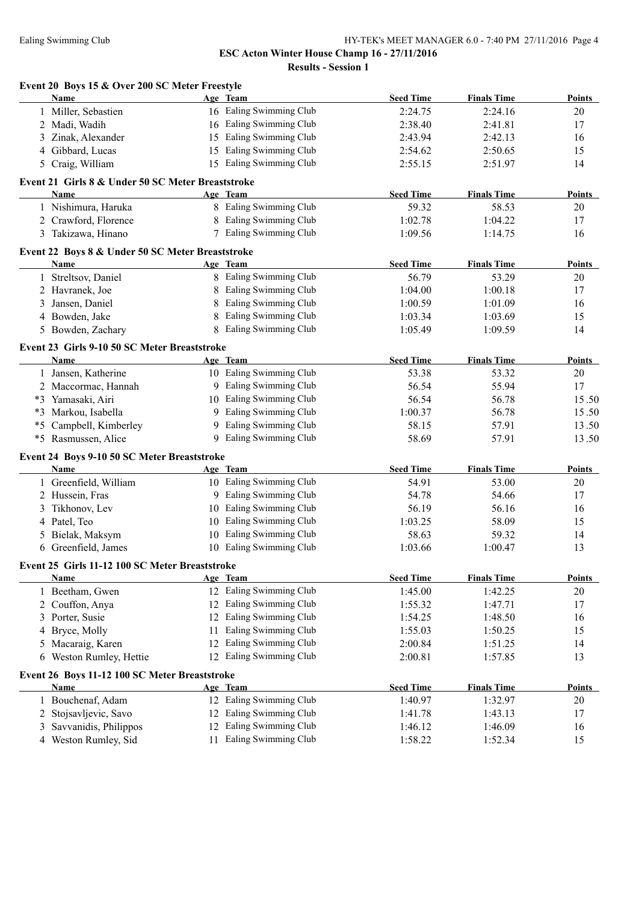**ESC Acton Winter House Champ 16 - 27/11/2016**

**Results - Session 1**

### Event 20 Boys 15 & Over 200 SC Meter Freestyle

| | Name | Age | Team | Seed Time | Finals Time | Points |
|---|---|---|---|---|---|---|
| 1 | Miller, Sebastien | 16 | Ealing Swimming Club | 2:24.75 | 2:24.16 | 20 |
| 2 | Madi, Wadih | 16 | Ealing Swimming Club | 2:38.40 | 2:41.81 | 17 |
| 3 | Zinak, Alexander | 15 | Ealing Swimming Club | 2:43.94 | 2:42.13 | 16 |
| 4 | Gibbard, Lucas | 15 | Ealing Swimming Club | 2:54.62 | 2:50.65 | 15 |
| 5 | Craig, William | 15 | Ealing Swimming Club | 2:55.15 | 2:51.97 | 14 |

### Event 21 Girls 8 & Under 50 SC Meter Breaststroke

| | Name | Age | Team | Seed Time | Finals Time | Points |
|---|---|---|---|---|---|---|
| 1 | Nishimura, Haruka | 8 | Ealing Swimming Club | 59.32 | 58.53 | 20 |
| 2 | Crawford, Florence | 8 | Ealing Swimming Club | 1:02.78 | 1:04.22 | 17 |
| 3 | Takizawa, Hinano | 7 | Ealing Swimming Club | 1:09.56 | 1:14.75 | 16 |

### Event 22 Boys 8 & Under 50 SC Meter Breaststroke

| | Name | Age | Team | Seed Time | Finals Time | Points |
|---|---|---|---|---|---|---|
| 1 | Streltsov, Daniel | 8 | Ealing Swimming Club | 56.79 | 53.29 | 20 |
| 2 | Havranek, Joe | 8 | Ealing Swimming Club | 1:04.00 | 1:00.18 | 17 |
| 3 | Jansen, Daniel | 8 | Ealing Swimming Club | 1:00.59 | 1:01.09 | 16 |
| 4 | Bowden, Jake | 8 | Ealing Swimming Club | 1:03.34 | 1:03.69 | 15 |
| 5 | Bowden, Zachary | 8 | Ealing Swimming Club | 1:05.49 | 1:09.59 | 14 |

### Event 23 Girls 9-10 50 SC Meter Breaststroke

| | Name | Age | Team | Seed Time | Finals Time | Points |
|---|---|---|---|---|---|---|
| 1 | Jansen, Katherine | 10 | Ealing Swimming Club | 53.38 | 53.32 | 20 |
| 2 | Maccormac, Hannah | 9 | Ealing Swimming Club | 56.54 | 55.94 | 17 |
| *3 | Yamasaki, Airi | 10 | Ealing Swimming Club | 56.54 | 56.78 | 15.50 |
| *3 | Markou, Isabella | 9 | Ealing Swimming Club | 1:00.37 | 56.78 | 15.50 |
| *5 | Campbell, Kimberley | 9 | Ealing Swimming Club | 58.15 | 57.91 | 13.50 |
| *5 | Rasmussen, Alice | 9 | Ealing Swimming Club | 58.69 | 57.91 | 13.50 |

### Event 24 Boys 9-10 50 SC Meter Breaststroke

| | Name | Age | Team | Seed Time | Finals Time | Points |
|---|---|---|---|---|---|---|
| 1 | Greenfield, William | 10 | Ealing Swimming Club | 54.91 | 53.00 | 20 |
| 2 | Hussein, Fras | 9 | Ealing Swimming Club | 54.78 | 54.66 | 17 |
| 3 | Tikhonov, Lev | 10 | Ealing Swimming Club | 56.19 | 56.16 | 16 |
| 4 | Patel, Teo | 10 | Ealing Swimming Club | 1:03.25 | 58.09 | 15 |
| 5 | Bielak, Maksym | 10 | Ealing Swimming Club | 58.63 | 59.32 | 14 |
| 6 | Greenfield, James | 10 | Ealing Swimming Club | 1:03.66 | 1:00.47 | 13 |

### Event 25 Girls 11-12 100 SC Meter Breaststroke

| | Name | Age | Team | Seed Time | Finals Time | Points |
|---|---|---|---|---|---|---|
| 1 | Beetham, Gwen | 12 | Ealing Swimming Club | 1:45.00 | 1:42.25 | 20 |
| 2 | Couffon, Anya | 12 | Ealing Swimming Club | 1:55.32 | 1:47.71 | 17 |
| 3 | Porter, Susie | 12 | Ealing Swimming Club | 1:54.25 | 1:48.50 | 16 |
| 4 | Bryce, Molly | 11 | Ealing Swimming Club | 1:55.03 | 1:50.25 | 15 |
| 5 | Macaraig, Karen | 12 | Ealing Swimming Club | 2:00.84 | 1:51.25 | 14 |
| 6 | Weston Rumley, Hettie | 12 | Ealing Swimming Club | 2:00.81 | 1:57.85 | 13 |

### Event 26 Boys 11-12 100 SC Meter Breaststroke

| | Name | Age | Team | Seed Time | Finals Time | Points |
|---|---|---|---|---|---|---|
| 1 | Bouchenaf, Adam | 12 | Ealing Swimming Club | 1:40.97 | 1:32.97 | 20 |
| 2 | Stojsavljevic, Savo | 12 | Ealing Swimming Club | 1:41.78 | 1:43.13 | 17 |
| 3 | Savvanidis, Philippos | 12 | Ealing Swimming Club | 1:46.12 | 1:46.09 | 16 |
| 4 | Weston Rumley, Sid | 11 | Ealing Swimming Club | 1:58.22 | 1:52.34 | 15 |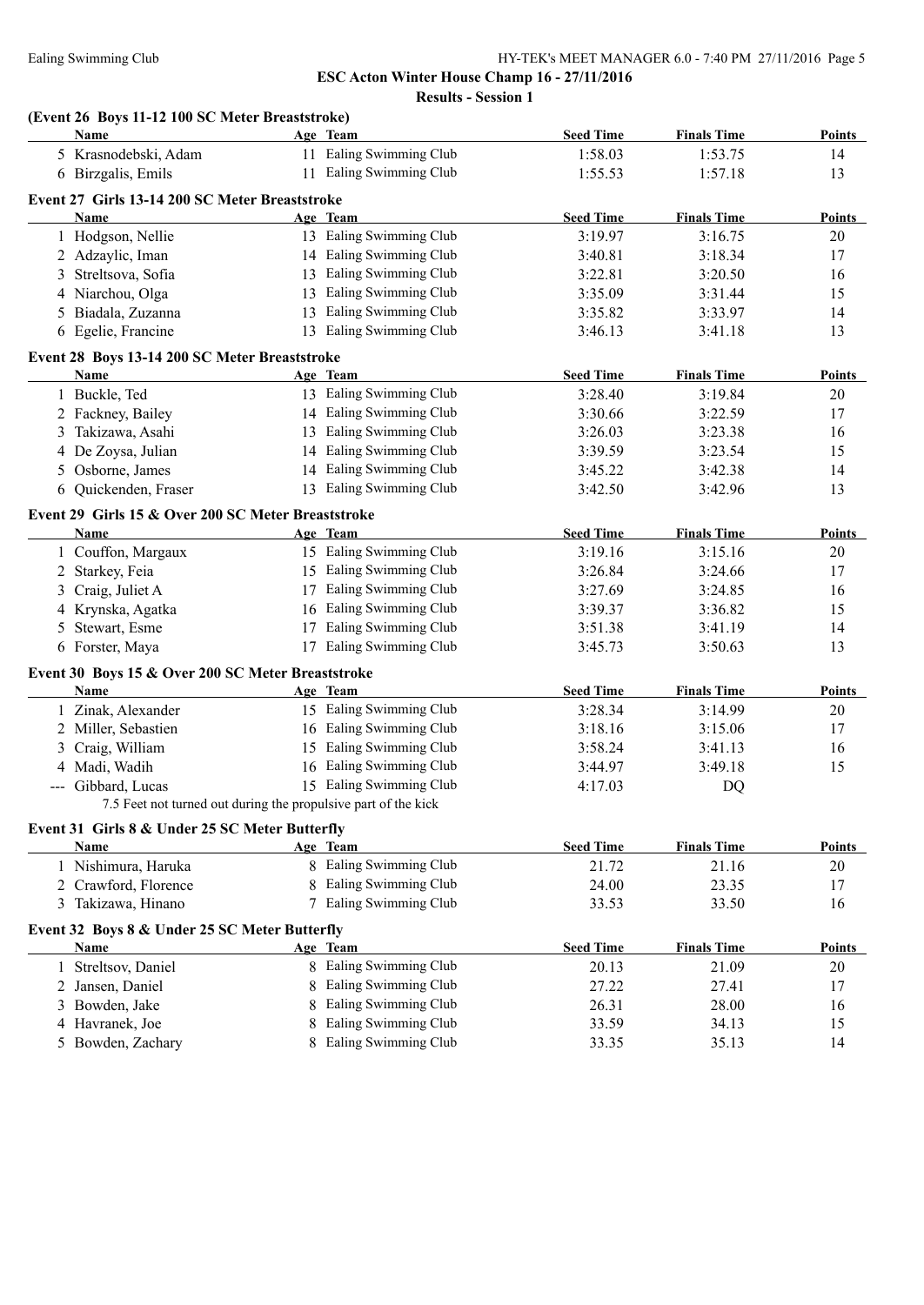**ESC Acton Winter House Champ 16 - 27/11/2016**

**Results - Session 1**

### (Event 26 Boys 11-12 100 SC Meter Breaststroke)

| | Name | Age | Team | Seed Time | Finals Time | Points |
|---|---|---|---|---|---|---|
| 5 | Krasnodebski, Adam | 11 | Ealing Swimming Club | 1:58.03 | 1:53.75 | 14 |
| 6 | Birzgalis, Emils | 11 | Ealing Swimming Club | 1:55.53 | 1:57.18 | 13 |

### Event 27 Girls 13-14 200 SC Meter Breaststroke

| | Name | Age | Team | Seed Time | Finals Time | Points |
|---|---|---|---|---|---|---|
| 1 | Hodgson, Nellie | 13 | Ealing Swimming Club | 3:19.97 | 3:16.75 | 20 |
| 2 | Adzaylic, Iman | 14 | Ealing Swimming Club | 3:40.81 | 3:18.34 | 17 |
| 3 | Streltsova, Sofia | 13 | Ealing Swimming Club | 3:22.81 | 3:20.50 | 16 |
| 4 | Niarchou, Olga | 13 | Ealing Swimming Club | 3:35.09 | 3:31.44 | 15 |
| 5 | Biadala, Zuzanna | 13 | Ealing Swimming Club | 3:35.82 | 3:33.97 | 14 |
| 6 | Egelie, Francine | 13 | Ealing Swimming Club | 3:46.13 | 3:41.18 | 13 |

### Event 28 Boys 13-14 200 SC Meter Breaststroke

| | Name | Age | Team | Seed Time | Finals Time | Points |
|---|---|---|---|---|---|---|
| 1 | Buckle, Ted | 13 | Ealing Swimming Club | 3:28.40 | 3:19.84 | 20 |
| 2 | Fackney, Bailey | 14 | Ealing Swimming Club | 3:30.66 | 3:22.59 | 17 |
| 3 | Takizawa, Asahi | 13 | Ealing Swimming Club | 3:26.03 | 3:23.38 | 16 |
| 4 | De Zoysa, Julian | 14 | Ealing Swimming Club | 3:39.59 | 3:23.54 | 15 |
| 5 | Osborne, James | 14 | Ealing Swimming Club | 3:45.22 | 3:42.38 | 14 |
| 6 | Quickenden, Fraser | 13 | Ealing Swimming Club | 3:42.50 | 3:42.96 | 13 |

### Event 29 Girls 15 & Over 200 SC Meter Breaststroke

| | Name | Age | Team | Seed Time | Finals Time | Points |
|---|---|---|---|---|---|---|
| 1 | Couffon, Margaux | 15 | Ealing Swimming Club | 3:19.16 | 3:15.16 | 20 |
| 2 | Starkey, Feia | 15 | Ealing Swimming Club | 3:26.84 | 3:24.66 | 17 |
| 3 | Craig, Juliet A | 17 | Ealing Swimming Club | 3:27.69 | 3:24.85 | 16 |
| 4 | Krynska, Agatka | 16 | Ealing Swimming Club | 3:39.37 | 3:36.82 | 15 |
| 5 | Stewart, Esme | 17 | Ealing Swimming Club | 3:51.38 | 3:41.19 | 14 |
| 6 | Forster, Maya | 17 | Ealing Swimming Club | 3:45.73 | 3:50.63 | 13 |

### Event 30 Boys 15 & Over 200 SC Meter Breaststroke

| | Name | Age | Team | Seed Time | Finals Time | Points |
|---|---|---|---|---|---|---|
| 1 | Zinak, Alexander | 15 | Ealing Swimming Club | 3:28.34 | 3:14.99 | 20 |
| 2 | Miller, Sebastien | 16 | Ealing Swimming Club | 3:18.16 | 3:15.06 | 17 |
| 3 | Craig, William | 15 | Ealing Swimming Club | 3:58.24 | 3:41.13 | 16 |
| 4 | Madi, Wadih | 16 | Ealing Swimming Club | 3:44.97 | 3:49.18 | 15 |
| --- | Gibbard, Lucas | 15 | Ealing Swimming Club | 4:17.03 | DQ | |

7.5 Feet not turned out during the propulsive part of the kick

### Event 31 Girls 8 & Under 25 SC Meter Butterfly

| | Name | Age | Team | Seed Time | Finals Time | Points |
|---|---|---|---|---|---|---|
| 1 | Nishimura, Haruka | 8 | Ealing Swimming Club | 21.72 | 21.16 | 20 |
| 2 | Crawford, Florence | 8 | Ealing Swimming Club | 24.00 | 23.35 | 17 |
| 3 | Takizawa, Hinano | 7 | Ealing Swimming Club | 33.53 | 33.50 | 16 |

### Event 32 Boys 8 & Under 25 SC Meter Butterfly

| | Name | Age | Team | Seed Time | Finals Time | Points |
|---|---|---|---|---|---|---|
| 1 | Streltsov, Daniel | 8 | Ealing Swimming Club | 20.13 | 21.09 | 20 |
| 2 | Jansen, Daniel | 8 | Ealing Swimming Club | 27.22 | 27.41 | 17 |
| 3 | Bowden, Jake | 8 | Ealing Swimming Club | 26.31 | 28.00 | 16 |
| 4 | Havranek, Joe | 8 | Ealing Swimming Club | 33.59 | 34.13 | 15 |
| 5 | Bowden, Zachary | 8 | Ealing Swimming Club | 33.35 | 35.13 | 14 |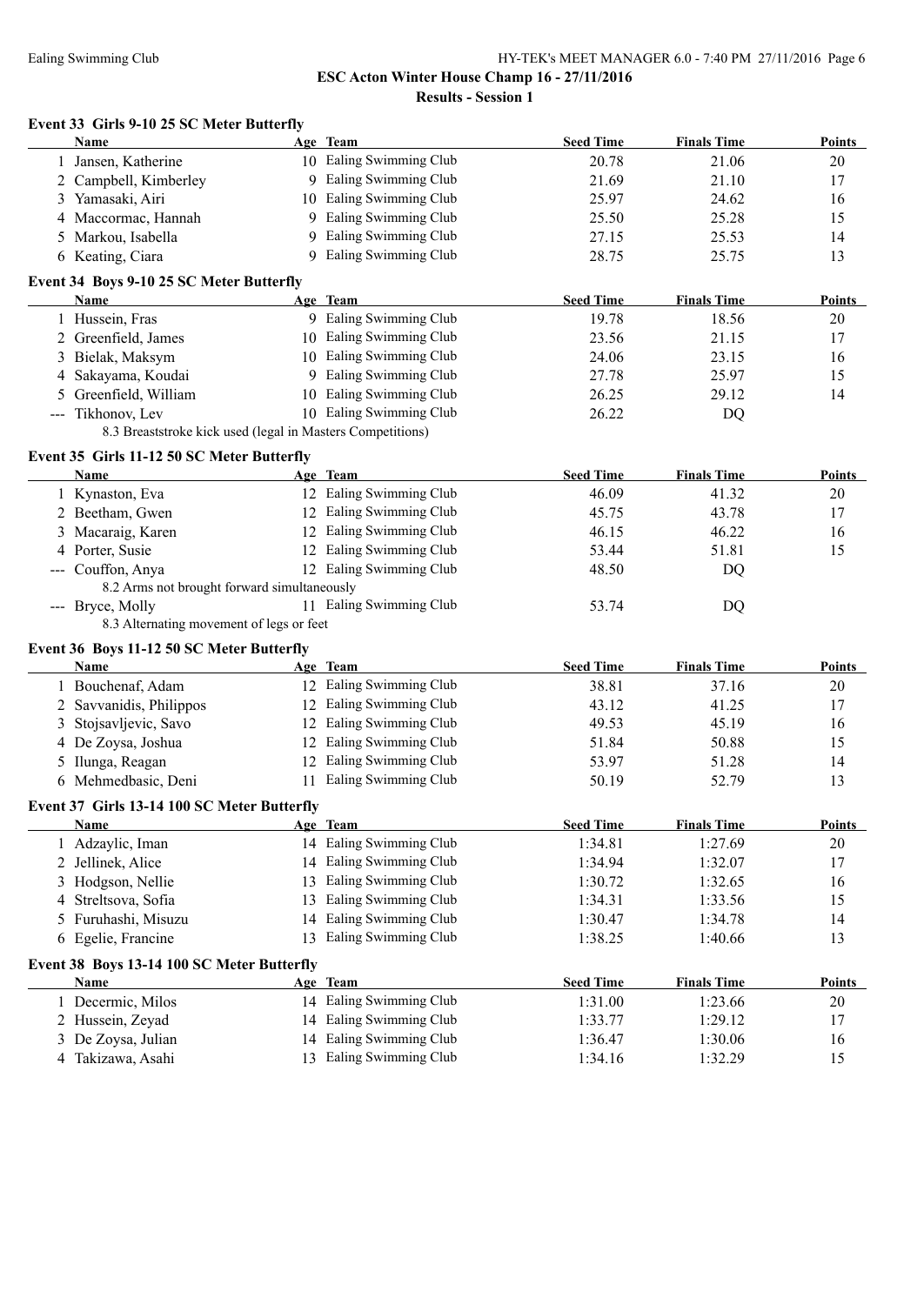# ESC Acton Winter House Champ 16 - 27/11/2016

## Results - Session 1

### Event 33 Girls 9-10 25 SC Meter Butterfly

| | Name | Age | Team | Seed Time | Finals Time | Points |
|---|---|---|---|---|---|---|
| 1 | Jansen, Katherine | 10 | Ealing Swimming Club | 20.78 | 21.06 | 20 |
| 2 | Campbell, Kimberley | 9 | Ealing Swimming Club | 21.69 | 21.10 | 17 |
| 3 | Yamasaki, Airi | 10 | Ealing Swimming Club | 25.97 | 24.62 | 16 |
| 4 | Maccormac, Hannah | 9 | Ealing Swimming Club | 25.50 | 25.28 | 15 |
| 5 | Markou, Isabella | 9 | Ealing Swimming Club | 27.15 | 25.53 | 14 |
| 6 | Keating, Ciara | 9 | Ealing Swimming Club | 28.75 | 25.75 | 13 |

### Event 34 Boys 9-10 25 SC Meter Butterfly

| | Name | Age | Team | Seed Time | Finals Time | Points |
|---|---|---|---|---|---|---|
| 1 | Hussein, Fras | 9 | Ealing Swimming Club | 19.78 | 18.56 | 20 |
| 2 | Greenfield, James | 10 | Ealing Swimming Club | 23.56 | 21.15 | 17 |
| 3 | Bielak, Maksym | 10 | Ealing Swimming Club | 24.06 | 23.15 | 16 |
| 4 | Sakayama, Koudai | 9 | Ealing Swimming Club | 27.78 | 25.97 | 15 |
| 5 | Greenfield, William | 10 | Ealing Swimming Club | 26.25 | 29.12 | 14 |
| --- | Tikhonov, Lev | 10 | Ealing Swimming Club | 26.22 | DQ | |
| | 8.3 Breaststroke kick used (legal in Masters Competitions) | | | | | |

### Event 35 Girls 11-12 50 SC Meter Butterfly

| | Name | Age | Team | Seed Time | Finals Time | Points |
|---|---|---|---|---|---|---|
| 1 | Kynaston, Eva | 12 | Ealing Swimming Club | 46.09 | 41.32 | 20 |
| 2 | Beetham, Gwen | 12 | Ealing Swimming Club | 45.75 | 43.78 | 17 |
| 3 | Macaraig, Karen | 12 | Ealing Swimming Club | 46.15 | 46.22 | 16 |
| 4 | Porter, Susie | 12 | Ealing Swimming Club | 53.44 | 51.81 | 15 |
| --- | Couffon, Anya | 12 | Ealing Swimming Club | 48.50 | DQ | |
| | 8.2 Arms not brought forward simultaneously | | | | | |
| --- | Bryce, Molly | 11 | Ealing Swimming Club | 53.74 | DQ | |
| | 8.3 Alternating movement of legs or feet | | | | | |

### Event 36 Boys 11-12 50 SC Meter Butterfly

| | Name | Age | Team | Seed Time | Finals Time | Points |
|---|---|---|---|---|---|---|
| 1 | Bouchenaf, Adam | 12 | Ealing Swimming Club | 38.81 | 37.16 | 20 |
| 2 | Savvanidis, Philippos | 12 | Ealing Swimming Club | 43.12 | 41.25 | 17 |
| 3 | Stojsavljevic, Savo | 12 | Ealing Swimming Club | 49.53 | 45.19 | 16 |
| 4 | De Zoysa, Joshua | 12 | Ealing Swimming Club | 51.84 | 50.88 | 15 |
| 5 | Ilunga, Reagan | 12 | Ealing Swimming Club | 53.97 | 51.28 | 14 |
| 6 | Mehmedbasic, Deni | 11 | Ealing Swimming Club | 50.19 | 52.79 | 13 |

### Event 37 Girls 13-14 100 SC Meter Butterfly

| | Name | Age | Team | Seed Time | Finals Time | Points |
|---|---|---|---|---|---|---|
| 1 | Adzaylic, Iman | 14 | Ealing Swimming Club | 1:34.81 | 1:27.69 | 20 |
| 2 | Jellinek, Alice | 14 | Ealing Swimming Club | 1:34.94 | 1:32.07 | 17 |
| 3 | Hodgson, Nellie | 13 | Ealing Swimming Club | 1:30.72 | 1:32.65 | 16 |
| 4 | Streltsova, Sofia | 13 | Ealing Swimming Club | 1:34.31 | 1:33.56 | 15 |
| 5 | Furuhashi, Misuzu | 14 | Ealing Swimming Club | 1:30.47 | 1:34.78 | 14 |
| 6 | Egelie, Francine | 13 | Ealing Swimming Club | 1:38.25 | 1:40.66 | 13 |

### Event 38 Boys 13-14 100 SC Meter Butterfly

| | Name | Age | Team | Seed Time | Finals Time | Points |
|---|---|---|---|---|---|---|
| 1 | Decermic, Milos | 14 | Ealing Swimming Club | 1:31.00 | 1:23.66 | 20 |
| 2 | Hussein, Zeyad | 14 | Ealing Swimming Club | 1:33.77 | 1:29.12 | 17 |
| 3 | De Zoysa, Julian | 14 | Ealing Swimming Club | 1:36.47 | 1:30.06 | 16 |
| 4 | Takizawa, Asahi | 13 | Ealing Swimming Club | 1:34.16 | 1:32.29 | 15 |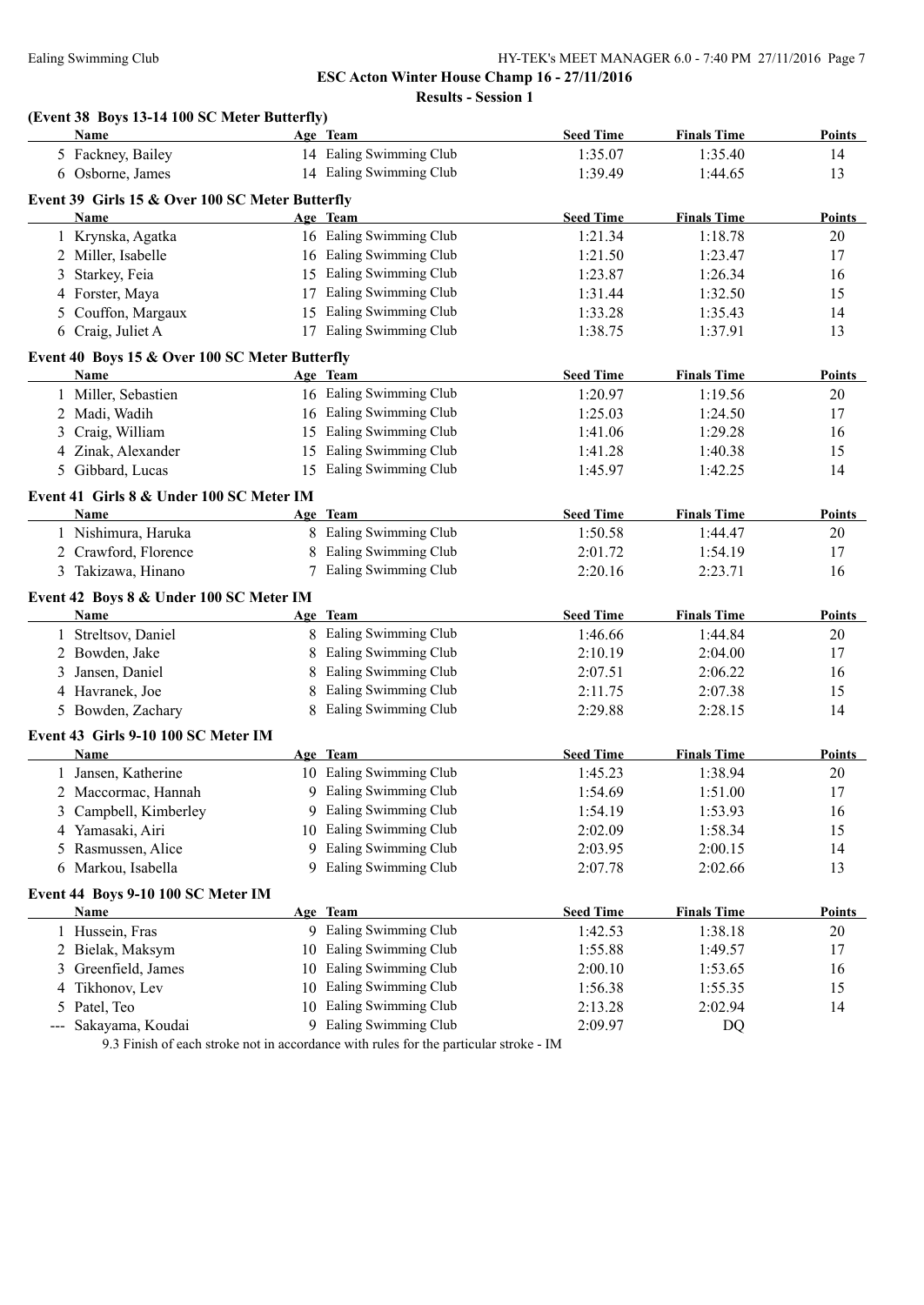## ESC Acton Winter House Champ 16 - 27/11/2016

### Results - Session 1

**(Event 38 Boys 13-14 100 SC Meter Butterfly)**

| | Name | Age | Team | Seed Time | Finals Time | Points |
|---|---|---|---|---|---|---|
| 5 | Fackney, Bailey | 14 | Ealing Swimming Club | 1:35.07 | 1:35.40 | 14 |
| 6 | Osborne, James | 14 | Ealing Swimming Club | 1:39.49 | 1:44.65 | 13 |

**Event 39 Girls 15 & Over 100 SC Meter Butterfly**

| | Name | Age | Team | Seed Time | Finals Time | Points |
|---|---|---|---|---|---|---|
| 1 | Krynska, Agatka | 16 | Ealing Swimming Club | 1:21.34 | 1:18.78 | 20 |
| 2 | Miller, Isabelle | 16 | Ealing Swimming Club | 1:21.50 | 1:23.47 | 17 |
| 3 | Starkey, Feia | 15 | Ealing Swimming Club | 1:23.87 | 1:26.34 | 16 |
| 4 | Forster, Maya | 17 | Ealing Swimming Club | 1:31.44 | 1:32.50 | 15 |
| 5 | Couffon, Margaux | 15 | Ealing Swimming Club | 1:33.28 | 1:35.43 | 14 |
| 6 | Craig, Juliet A | 17 | Ealing Swimming Club | 1:38.75 | 1:37.91 | 13 |

**Event 40 Boys 15 & Over 100 SC Meter Butterfly**

| | Name | Age | Team | Seed Time | Finals Time | Points |
|---|---|---|---|---|---|---|
| 1 | Miller, Sebastien | 16 | Ealing Swimming Club | 1:20.97 | 1:19.56 | 20 |
| 2 | Madi, Wadih | 16 | Ealing Swimming Club | 1:25.03 | 1:24.50 | 17 |
| 3 | Craig, William | 15 | Ealing Swimming Club | 1:41.06 | 1:29.28 | 16 |
| 4 | Zinak, Alexander | 15 | Ealing Swimming Club | 1:41.28 | 1:40.38 | 15 |
| 5 | Gibbard, Lucas | 15 | Ealing Swimming Club | 1:45.97 | 1:42.25 | 14 |

**Event 41 Girls 8 & Under 100 SC Meter IM**

| | Name | Age | Team | Seed Time | Finals Time | Points |
|---|---|---|---|---|---|---|
| 1 | Nishimura, Haruka | 8 | Ealing Swimming Club | 1:50.58 | 1:44.47 | 20 |
| 2 | Crawford, Florence | 8 | Ealing Swimming Club | 2:01.72 | 1:54.19 | 17 |
| 3 | Takizawa, Hinano | 7 | Ealing Swimming Club | 2:20.16 | 2:23.71 | 16 |

**Event 42 Boys 8 & Under 100 SC Meter IM**

| | Name | Age | Team | Seed Time | Finals Time | Points |
|---|---|---|---|---|---|---|
| 1 | Streltsov, Daniel | 8 | Ealing Swimming Club | 1:46.66 | 1:44.84 | 20 |
| 2 | Bowden, Jake | 8 | Ealing Swimming Club | 2:10.19 | 2:04.00 | 17 |
| 3 | Jansen, Daniel | 8 | Ealing Swimming Club | 2:07.51 | 2:06.22 | 16 |
| 4 | Havranek, Joe | 8 | Ealing Swimming Club | 2:11.75 | 2:07.38 | 15 |
| 5 | Bowden, Zachary | 8 | Ealing Swimming Club | 2:29.88 | 2:28.15 | 14 |

**Event 43 Girls 9-10 100 SC Meter IM**

| | Name | Age | Team | Seed Time | Finals Time | Points |
|---|---|---|---|---|---|---|
| 1 | Jansen, Katherine | 10 | Ealing Swimming Club | 1:45.23 | 1:38.94 | 20 |
| 2 | Maccormac, Hannah | 9 | Ealing Swimming Club | 1:54.69 | 1:51.00 | 17 |
| 3 | Campbell, Kimberley | 9 | Ealing Swimming Club | 1:54.19 | 1:53.93 | 16 |
| 4 | Yamasaki, Airi | 10 | Ealing Swimming Club | 2:02.09 | 1:58.34 | 15 |
| 5 | Rasmussen, Alice | 9 | Ealing Swimming Club | 2:03.95 | 2:00.15 | 14 |
| 6 | Markou, Isabella | 9 | Ealing Swimming Club | 2:07.78 | 2:02.66 | 13 |

**Event 44 Boys 9-10 100 SC Meter IM**

| | Name | Age | Team | Seed Time | Finals Time | Points |
|---|---|---|---|---|---|---|
| 1 | Hussein, Fras | 9 | Ealing Swimming Club | 1:42.53 | 1:38.18 | 20 |
| 2 | Bielak, Maksym | 10 | Ealing Swimming Club | 1:55.88 | 1:49.57 | 17 |
| 3 | Greenfield, James | 10 | Ealing Swimming Club | 2:00.10 | 1:53.65 | 16 |
| 4 | Tikhonov, Lev | 10 | Ealing Swimming Club | 1:56.38 | 1:55.35 | 15 |
| 5 | Patel, Teo | 10 | Ealing Swimming Club | 2:13.28 | 2:02.94 | 14 |
| --- | Sakayama, Koudai | 9 | Ealing Swimming Club | 2:09.97 | DQ | |

9.3 Finish of each stroke not in accordance with rules for the particular stroke - IM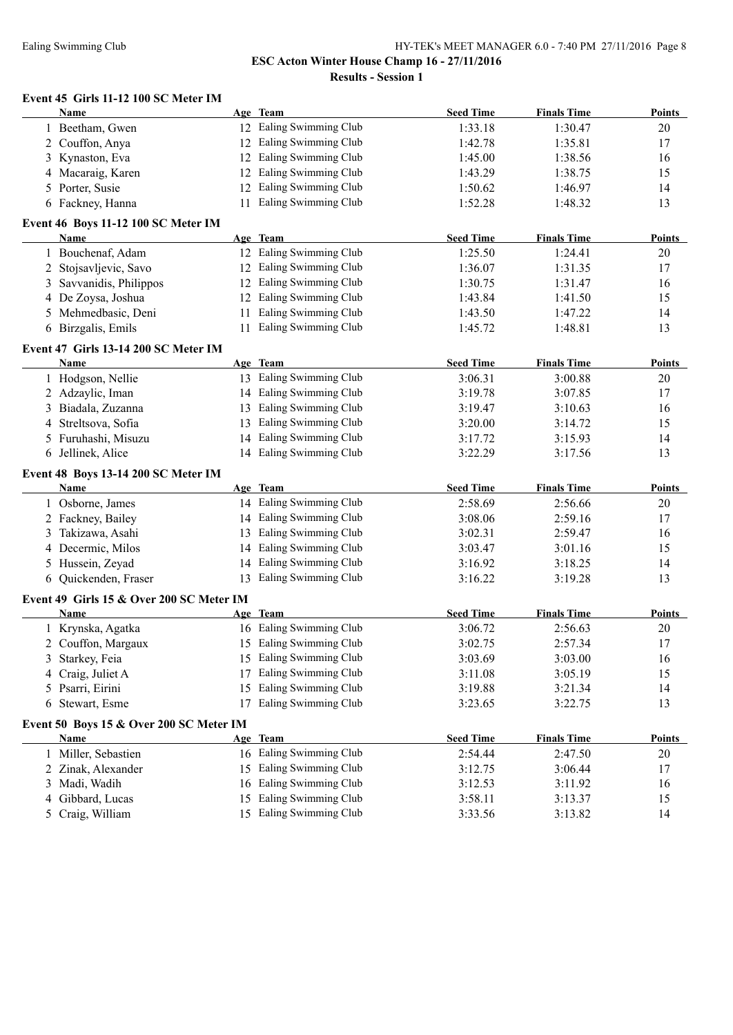**ESC Acton Winter House Champ 16 - 27/11/2016**

**Results - Session 1**

### Event 45 Girls 11-12 100 SC Meter IM

| | Name | Age | Team | Seed Time | Finals Time | Points |
|---|---|---|---|---|---|---|
| 1 | Beetham, Gwen | 12 | Ealing Swimming Club | 1:33.18 | 1:30.47 | 20 |
| 2 | Couffon, Anya | 12 | Ealing Swimming Club | 1:42.78 | 1:35.81 | 17 |
| 3 | Kynaston, Eva | 12 | Ealing Swimming Club | 1:45.00 | 1:38.56 | 16 |
| 4 | Macaraig, Karen | 12 | Ealing Swimming Club | 1:43.29 | 1:38.75 | 15 |
| 5 | Porter, Susie | 12 | Ealing Swimming Club | 1:50.62 | 1:46.97 | 14 |
| 6 | Fackney, Hanna | 11 | Ealing Swimming Club | 1:52.28 | 1:48.32 | 13 |

### Event 46 Boys 11-12 100 SC Meter IM

| | Name | Age | Team | Seed Time | Finals Time | Points |
|---|---|---|---|---|---|---|
| 1 | Bouchenaf, Adam | 12 | Ealing Swimming Club | 1:25.50 | 1:24.41 | 20 |
| 2 | Stojsavljevic, Savo | 12 | Ealing Swimming Club | 1:36.07 | 1:31.35 | 17 |
| 3 | Savvanidis, Philippos | 12 | Ealing Swimming Club | 1:30.75 | 1:31.47 | 16 |
| 4 | De Zoysa, Joshua | 12 | Ealing Swimming Club | 1:43.84 | 1:41.50 | 15 |
| 5 | Mehmedbasic, Deni | 11 | Ealing Swimming Club | 1:43.50 | 1:47.22 | 14 |
| 6 | Birzgalis, Emils | 11 | Ealing Swimming Club | 1:45.72 | 1:48.81 | 13 |

### Event 47 Girls 13-14 200 SC Meter IM

| | Name | Age | Team | Seed Time | Finals Time | Points |
|---|---|---|---|---|---|---|
| 1 | Hodgson, Nellie | 13 | Ealing Swimming Club | 3:06.31 | 3:00.88 | 20 |
| 2 | Adzaylic, Iman | 14 | Ealing Swimming Club | 3:19.78 | 3:07.85 | 17 |
| 3 | Biadala, Zuzanna | 13 | Ealing Swimming Club | 3:19.47 | 3:10.63 | 16 |
| 4 | Streltsova, Sofia | 13 | Ealing Swimming Club | 3:20.00 | 3:14.72 | 15 |
| 5 | Furuhashi, Misuzu | 14 | Ealing Swimming Club | 3:17.72 | 3:15.93 | 14 |
| 6 | Jellinek, Alice | 14 | Ealing Swimming Club | 3:22.29 | 3:17.56 | 13 |

### Event 48 Boys 13-14 200 SC Meter IM

| | Name | Age | Team | Seed Time | Finals Time | Points |
|---|---|---|---|---|---|---|
| 1 | Osborne, James | 14 | Ealing Swimming Club | 2:58.69 | 2:56.66 | 20 |
| 2 | Fackney, Bailey | 14 | Ealing Swimming Club | 3:08.06 | 2:59.16 | 17 |
| 3 | Takizawa, Asahi | 13 | Ealing Swimming Club | 3:02.31 | 2:59.47 | 16 |
| 4 | Decermic, Milos | 14 | Ealing Swimming Club | 3:03.47 | 3:01.16 | 15 |
| 5 | Hussein, Zeyad | 14 | Ealing Swimming Club | 3:16.92 | 3:18.25 | 14 |
| 6 | Quickenden, Fraser | 13 | Ealing Swimming Club | 3:16.22 | 3:19.28 | 13 |

### Event 49 Girls 15 & Over 200 SC Meter IM

| | Name | Age | Team | Seed Time | Finals Time | Points |
|---|---|---|---|---|---|---|
| 1 | Krynska, Agatka | 16 | Ealing Swimming Club | 3:06.72 | 2:56.63 | 20 |
| 2 | Couffon, Margaux | 15 | Ealing Swimming Club | 3:02.75 | 2:57.34 | 17 |
| 3 | Starkey, Feia | 15 | Ealing Swimming Club | 3:03.69 | 3:03.00 | 16 |
| 4 | Craig, Juliet A | 17 | Ealing Swimming Club | 3:11.08 | 3:05.19 | 15 |
| 5 | Psarri, Eirini | 15 | Ealing Swimming Club | 3:19.88 | 3:21.34 | 14 |
| 6 | Stewart, Esme | 17 | Ealing Swimming Club | 3:23.65 | 3:22.75 | 13 |

### Event 50 Boys 15 & Over 200 SC Meter IM

| | Name | Age | Team | Seed Time | Finals Time | Points |
|---|---|---|---|---|---|---|
| 1 | Miller, Sebastien | 16 | Ealing Swimming Club | 2:54.44 | 2:47.50 | 20 |
| 2 | Zinak, Alexander | 15 | Ealing Swimming Club | 3:12.75 | 3:06.44 | 17 |
| 3 | Madi, Wadih | 16 | Ealing Swimming Club | 3:12.53 | 3:11.92 | 16 |
| 4 | Gibbard, Lucas | 15 | Ealing Swimming Club | 3:58.11 | 3:13.37 | 15 |
| 5 | Craig, William | 15 | Ealing Swimming Club | 3:33.56 | 3:13.82 | 14 |